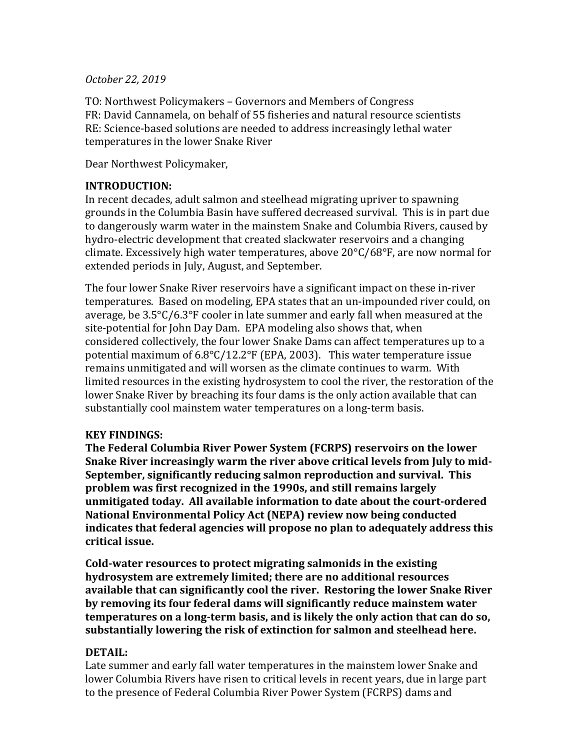*October 22, 2019*

TO: Northwest Policymakers – Governors and Members of Congress
FR: David Cannamela, on behalf of 55 fisheries and natural resource scientists
RE: Science-based solutions are needed to address increasingly lethal water temperatures in the lower Snake River

Dear Northwest Policymaker,

**INTRODUCTION:**

In recent decades, adult salmon and steelhead migrating upriver to spawning grounds in the Columbia Basin have suffered decreased survival. This is in part due to dangerously warm water in the mainstem Snake and Columbia Rivers, caused by hydro-electric development that created slackwater reservoirs and a changing climate. Excessively high water temperatures, above 20°C/68°F, are now normal for extended periods in July, August, and September.

The four lower Snake River reservoirs have a significant impact on these in-river temperatures. Based on modeling, EPA states that an un-impounded river could, on average, be 3.5°C/6.3°F cooler in late summer and early fall when measured at the site-potential for John Day Dam. EPA modeling also shows that, when considered collectively, the four lower Snake Dams can affect temperatures up to a potential maximum of 6.8°C/12.2°F (EPA, 2003). This water temperature issue remains unmitigated and will worsen as the climate continues to warm. With limited resources in the existing hydrosystem to cool the river, the restoration of the lower Snake River by breaching its four dams is the only action available that can substantially cool mainstem water temperatures on a long-term basis.

**KEY FINDINGS:**

**The Federal Columbia River Power System (FCRPS) reservoirs on the lower Snake River increasingly warm the river above critical levels from July to mid-September, significantly reducing salmon reproduction and survival. This problem was first recognized in the 1990s, and still remains largely unmitigated today. All available information to date about the court-ordered National Environmental Policy Act (NEPA) review now being conducted indicates that federal agencies will propose no plan to adequately address this critical issue.**

**Cold-water resources to protect migrating salmonids in the existing hydrosystem are extremely limited; there are no additional resources available that can significantly cool the river. Restoring the lower Snake River by removing its four federal dams will significantly reduce mainstem water temperatures on a long-term basis, and is likely the only action that can do so, substantially lowering the risk of extinction for salmon and steelhead here.**

**DETAIL:**

Late summer and early fall water temperatures in the mainstem lower Snake and lower Columbia Rivers have risen to critical levels in recent years, due in large part to the presence of Federal Columbia River Power System (FCRPS) dams and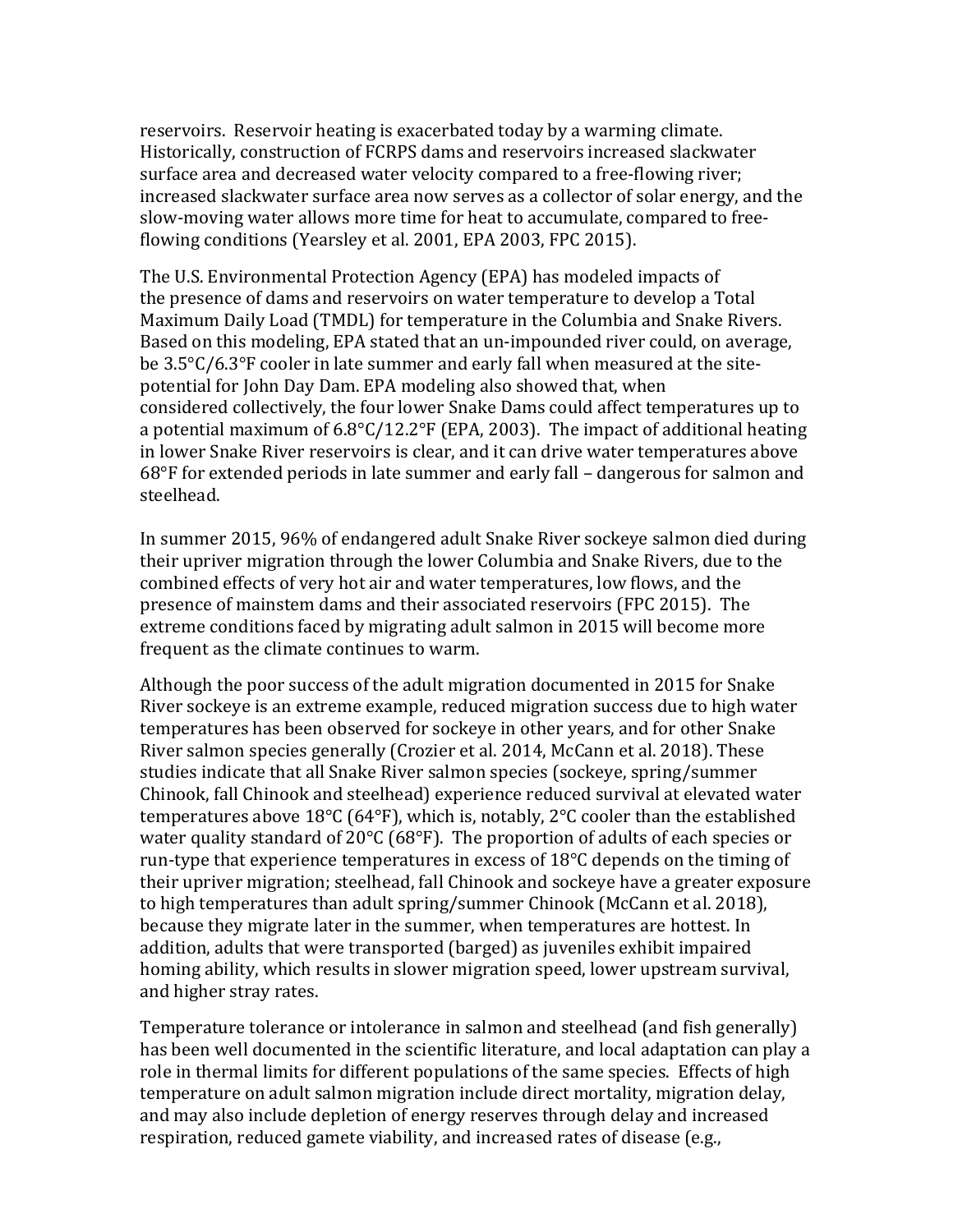reservoirs. Reservoir heating is exacerbated today by a warming climate. Historically, construction of FCRPS dams and reservoirs increased slackwater surface area and decreased water velocity compared to a free-flowing river; increased slackwater surface area now serves as a collector of solar energy, and the slow-moving water allows more time for heat to accumulate, compared to free-flowing conditions (Yearsley et al. 2001, EPA 2003, FPC 2015).

The U.S. Environmental Protection Agency (EPA) has modeled impacts of the presence of dams and reservoirs on water temperature to develop a Total Maximum Daily Load (TMDL) for temperature in the Columbia and Snake Rivers. Based on this modeling, EPA stated that an un-impounded river could, on average, be 3.5°C/6.3°F cooler in late summer and early fall when measured at the site-potential for John Day Dam. EPA modeling also showed that, when considered collectively, the four lower Snake Dams could affect temperatures up to a potential maximum of 6.8°C/12.2°F (EPA, 2003). The impact of additional heating in lower Snake River reservoirs is clear, and it can drive water temperatures above 68°F for extended periods in late summer and early fall – dangerous for salmon and steelhead.

In summer 2015, 96% of endangered adult Snake River sockeye salmon died during their upriver migration through the lower Columbia and Snake Rivers, due to the combined effects of very hot air and water temperatures, low flows, and the presence of mainstem dams and their associated reservoirs (FPC 2015). The extreme conditions faced by migrating adult salmon in 2015 will become more frequent as the climate continues to warm.

Although the poor success of the adult migration documented in 2015 for Snake River sockeye is an extreme example, reduced migration success due to high water temperatures has been observed for sockeye in other years, and for other Snake River salmon species generally (Crozier et al. 2014, McCann et al. 2018). These studies indicate that all Snake River salmon species (sockeye, spring/summer Chinook, fall Chinook and steelhead) experience reduced survival at elevated water temperatures above 18°C (64°F), which is, notably, 2°C cooler than the established water quality standard of 20°C (68°F). The proportion of adults of each species or run-type that experience temperatures in excess of 18°C depends on the timing of their upriver migration; steelhead, fall Chinook and sockeye have a greater exposure to high temperatures than adult spring/summer Chinook (McCann et al. 2018), because they migrate later in the summer, when temperatures are hottest. In addition, adults that were transported (barged) as juveniles exhibit impaired homing ability, which results in slower migration speed, lower upstream survival, and higher stray rates.

Temperature tolerance or intolerance in salmon and steelhead (and fish generally) has been well documented in the scientific literature, and local adaptation can play a role in thermal limits for different populations of the same species. Effects of high temperature on adult salmon migration include direct mortality, migration delay, and may also include depletion of energy reserves through delay and increased respiration, reduced gamete viability, and increased rates of disease (e.g.,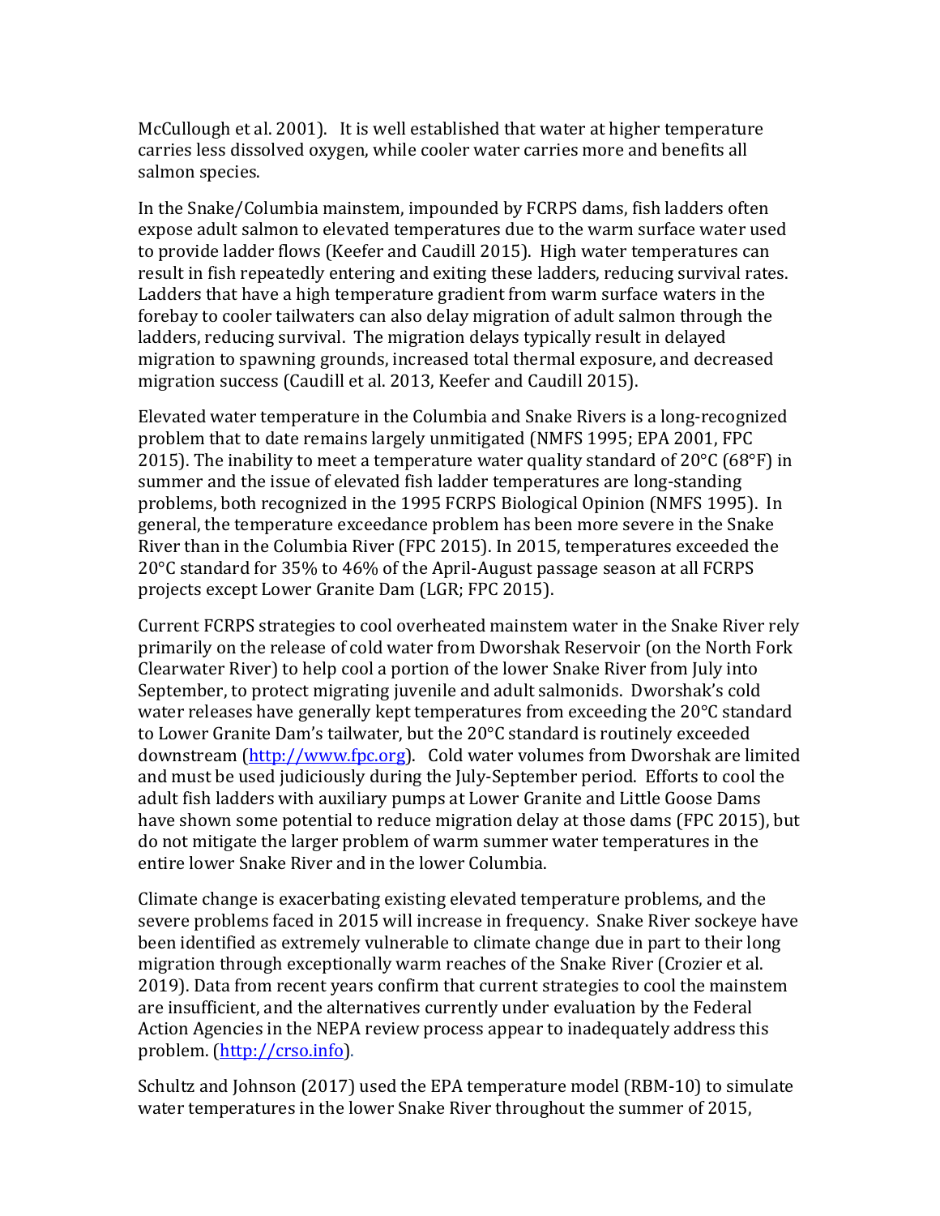McCullough et al. 2001). It is well established that water at higher temperature carries less dissolved oxygen, while cooler water carries more and benefits all salmon species.

In the Snake/Columbia mainstem, impounded by FCRPS dams, fish ladders often expose adult salmon to elevated temperatures due to the warm surface water used to provide ladder flows (Keefer and Caudill 2015). High water temperatures can result in fish repeatedly entering and exiting these ladders, reducing survival rates. Ladders that have a high temperature gradient from warm surface waters in the forebay to cooler tailwaters can also delay migration of adult salmon through the ladders, reducing survival. The migration delays typically result in delayed migration to spawning grounds, increased total thermal exposure, and decreased migration success (Caudill et al. 2013, Keefer and Caudill 2015).

Elevated water temperature in the Columbia and Snake Rivers is a long-recognized problem that to date remains largely unmitigated (NMFS 1995; EPA 2001, FPC 2015). The inability to meet a temperature water quality standard of 20°C (68°F) in summer and the issue of elevated fish ladder temperatures are long-standing problems, both recognized in the 1995 FCRPS Biological Opinion (NMFS 1995). In general, the temperature exceedance problem has been more severe in the Snake River than in the Columbia River (FPC 2015). In 2015, temperatures exceeded the 20°C standard for 35% to 46% of the April-August passage season at all FCRPS projects except Lower Granite Dam (LGR; FPC 2015).

Current FCRPS strategies to cool overheated mainstem water in the Snake River rely primarily on the release of cold water from Dworshak Reservoir (on the North Fork Clearwater River) to help cool a portion of the lower Snake River from July into September, to protect migrating juvenile and adult salmonids. Dworshak's cold water releases have generally kept temperatures from exceeding the 20°C standard to Lower Granite Dam's tailwater, but the 20°C standard is routinely exceeded downstream ([http://www.fpc.org](http://www.fpc.org)). Cold water volumes from Dworshak are limited and must be used judiciously during the July-September period. Efforts to cool the adult fish ladders with auxiliary pumps at Lower Granite and Little Goose Dams have shown some potential to reduce migration delay at those dams (FPC 2015), but do not mitigate the larger problem of warm summer water temperatures in the entire lower Snake River and in the lower Columbia.

Climate change is exacerbating existing elevated temperature problems, and the severe problems faced in 2015 will increase in frequency. Snake River sockeye have been identified as extremely vulnerable to climate change due in part to their long migration through exceptionally warm reaches of the Snake River (Crozier et al. 2019). Data from recent years confirm that current strategies to cool the mainstem are insufficient, and the alternatives currently under evaluation by the Federal Action Agencies in the NEPA review process appear to inadequately address this problem. ([http://crso.info](http://crso.info)).

Schultz and Johnson (2017) used the EPA temperature model (RBM-10) to simulate water temperatures in the lower Snake River throughout the summer of 2015,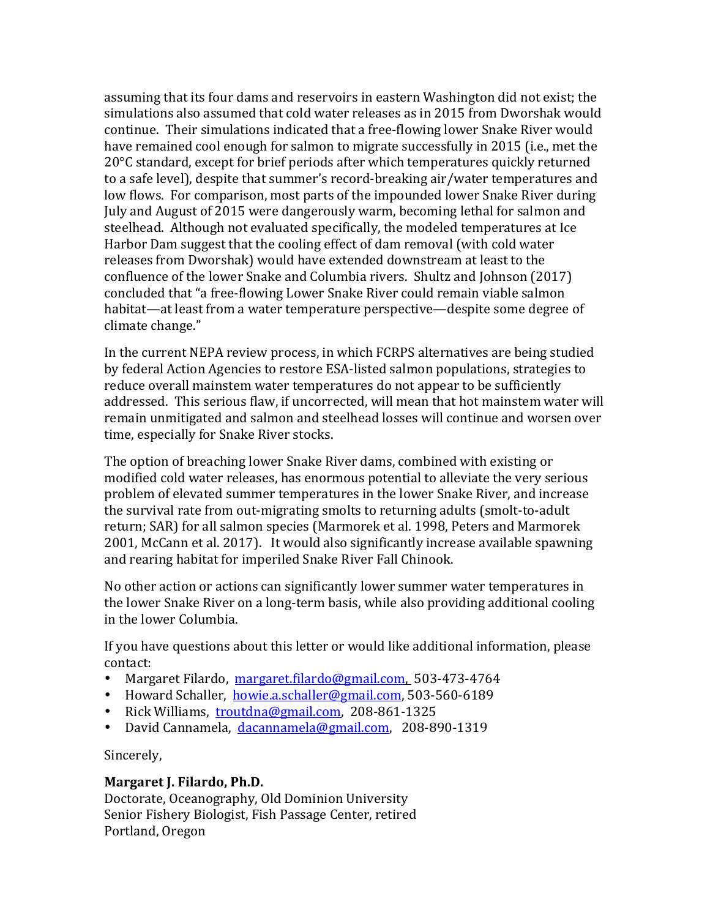assuming that its four dams and reservoirs in eastern Washington did not exist; the simulations also assumed that cold water releases as in 2015 from Dworshak would continue. Their simulations indicated that a free-flowing lower Snake River would have remained cool enough for salmon to migrate successfully in 2015 (i.e., met the 20°C standard, except for brief periods after which temperatures quickly returned to a safe level), despite that summer's record-breaking air/water temperatures and low flows. For comparison, most parts of the impounded lower Snake River during July and August of 2015 were dangerously warm, becoming lethal for salmon and steelhead. Although not evaluated specifically, the modeled temperatures at Ice Harbor Dam suggest that the cooling effect of dam removal (with cold water releases from Dworshak) would have extended downstream at least to the confluence of the lower Snake and Columbia rivers. Shultz and Johnson (2017) concluded that "a free-flowing Lower Snake River could remain viable salmon habitat—at least from a water temperature perspective—despite some degree of climate change."

In the current NEPA review process, in which FCRPS alternatives are being studied by federal Action Agencies to restore ESA-listed salmon populations, strategies to reduce overall mainstem water temperatures do not appear to be sufficiently addressed. This serious flaw, if uncorrected, will mean that hot mainstem water will remain unmitigated and salmon and steelhead losses will continue and worsen over time, especially for Snake River stocks.

The option of breaching lower Snake River dams, combined with existing or modified cold water releases, has enormous potential to alleviate the very serious problem of elevated summer temperatures in the lower Snake River, and increase the survival rate from out-migrating smolts to returning adults (smolt-to-adult return; SAR) for all salmon species (Marmorek et al. 1998, Peters and Marmorek 2001, McCann et al. 2017). It would also significantly increase available spawning and rearing habitat for imperiled Snake River Fall Chinook.

No other action or actions can significantly lower summer water temperatures in the lower Snake River on a long-term basis, while also providing additional cooling in the lower Columbia.

If you have questions about this letter or would like additional information, please contact:

- Margaret Filardo, margaret.filardo@gmail.com, 503-473-4764
- Howard Schaller, howie.a.schaller@gmail.com, 503-560-6189
- Rick Williams, troutdna@gmail.com, 208-861-1325
- David Cannamela, dacannamela@gmail.com, 208-890-1319

Sincerely,

**Margaret J. Filardo, Ph.D.**
Doctorate, Oceanography, Old Dominion University
Senior Fishery Biologist, Fish Passage Center, retired
Portland, Oregon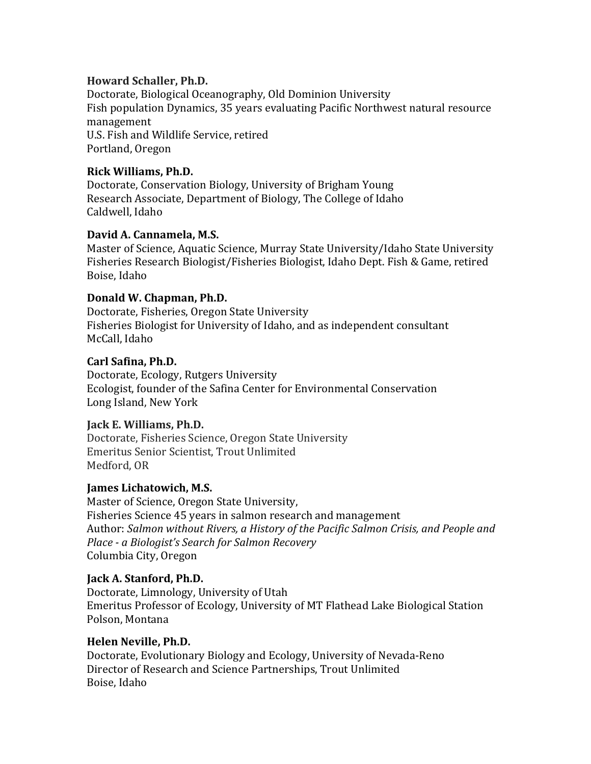**Howard Schaller, Ph.D.**
Doctorate, Biological Oceanography, Old Dominion University
Fish population Dynamics, 35 years evaluating Pacific Northwest natural resource management
U.S. Fish and Wildlife Service, retired
Portland, Oregon

**Rick Williams, Ph.D.**
Doctorate, Conservation Biology, University of Brigham Young
Research Associate, Department of Biology, The College of Idaho
Caldwell, Idaho

**David A. Cannamela, M.S.**
Master of Science, Aquatic Science, Murray State University/Idaho State University
Fisheries Research Biologist/Fisheries Biologist, Idaho Dept. Fish & Game, retired
Boise, Idaho

**Donald W. Chapman, Ph.D.**
Doctorate, Fisheries, Oregon State University
Fisheries Biologist for University of Idaho, and as independent consultant
McCall, Idaho

**Carl Safina, Ph.D.**
Doctorate, Ecology, Rutgers University
Ecologist, founder of the Safina Center for Environmental Conservation
Long Island, New York

**Jack E. Williams, Ph.D.**
Doctorate, Fisheries Science, Oregon State University
Emeritus Senior Scientist, Trout Unlimited
Medford, OR

**James Lichatowich, M.S.**
Master of Science, Oregon State University,
Fisheries Science 45 years in salmon research and management
Author: *Salmon without Rivers, a History of the Pacific Salmon Crisis, and People and Place - a Biologist's Search for Salmon Recovery*
Columbia City, Oregon

**Jack A. Stanford, Ph.D.**
Doctorate, Limnology, University of Utah
Emeritus Professor of Ecology, University of MT Flathead Lake Biological Station
Polson, Montana

**Helen Neville, Ph.D.**
Doctorate, Evolutionary Biology and Ecology, University of Nevada-Reno
Director of Research and Science Partnerships, Trout Unlimited
Boise, Idaho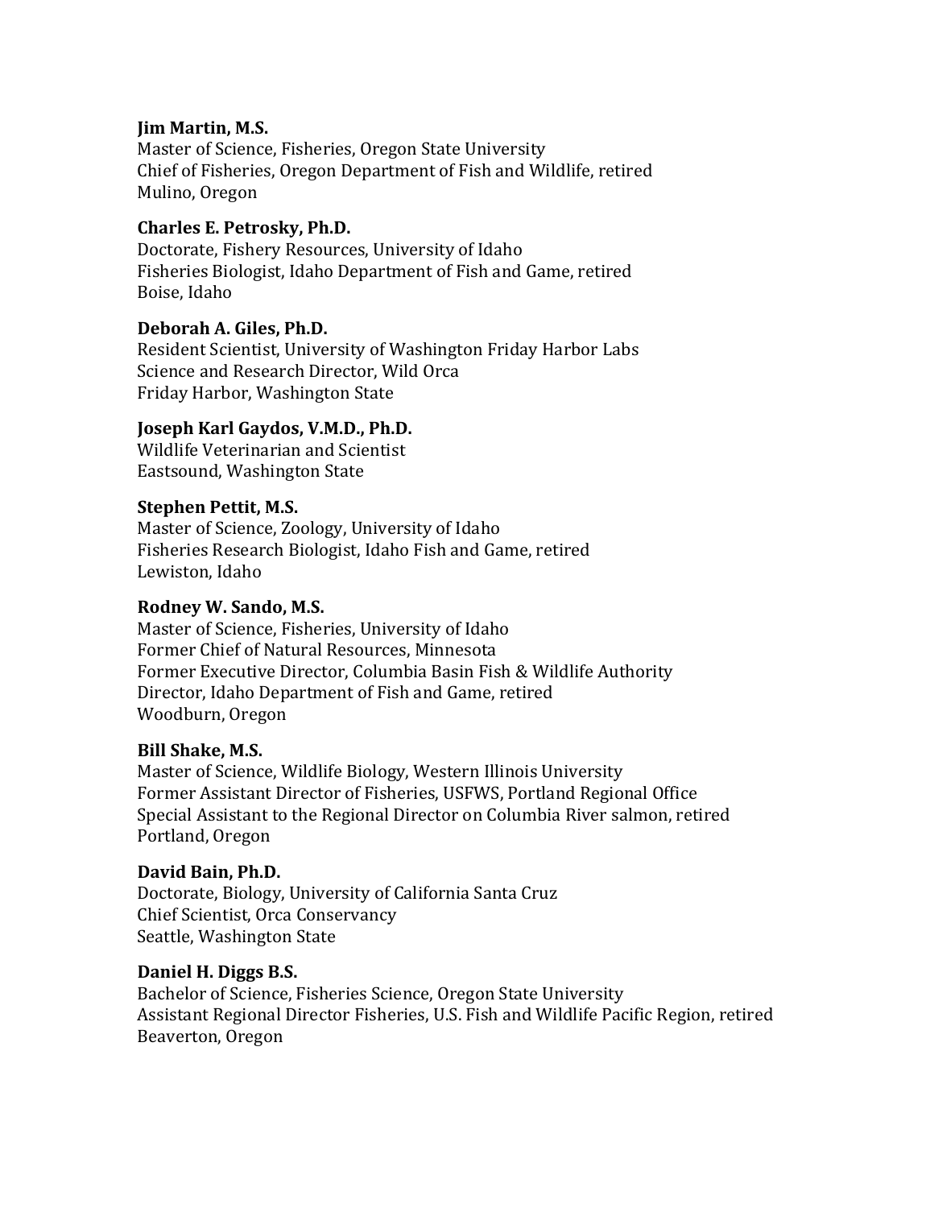**Jim Martin, M.S.**
Master of Science, Fisheries, Oregon State University
Chief of Fisheries, Oregon Department of Fish and Wildlife, retired
Mulino, Oregon

**Charles E. Petrosky, Ph.D.**
Doctorate, Fishery Resources, University of Idaho
Fisheries Biologist, Idaho Department of Fish and Game, retired
Boise, Idaho

**Deborah A. Giles, Ph.D.**
Resident Scientist, University of Washington Friday Harbor Labs
Science and Research Director, Wild Orca
Friday Harbor, Washington State

**Joseph Karl Gaydos, V.M.D., Ph.D.**
Wildlife Veterinarian and Scientist
Eastsound, Washington State

**Stephen Pettit, M.S.**
Master of Science, Zoology, University of Idaho
Fisheries Research Biologist, Idaho Fish and Game, retired
Lewiston, Idaho

**Rodney W. Sando, M.S.**
Master of Science, Fisheries, University of Idaho
Former Chief of Natural Resources, Minnesota
Former Executive Director, Columbia Basin Fish & Wildlife Authority
Director, Idaho Department of Fish and Game, retired
Woodburn, Oregon

**Bill Shake, M.S.**
Master of Science, Wildlife Biology, Western Illinois University
Former Assistant Director of Fisheries, USFWS, Portland Regional Office
Special Assistant to the Regional Director on Columbia River salmon, retired
Portland, Oregon

**David Bain, Ph.D.**
Doctorate, Biology, University of California Santa Cruz
Chief Scientist, Orca Conservancy
Seattle, Washington State

**Daniel H. Diggs B.S.**
Bachelor of Science, Fisheries Science, Oregon State University
Assistant Regional Director Fisheries, U.S. Fish and Wildlife Pacific Region, retired
Beaverton, Oregon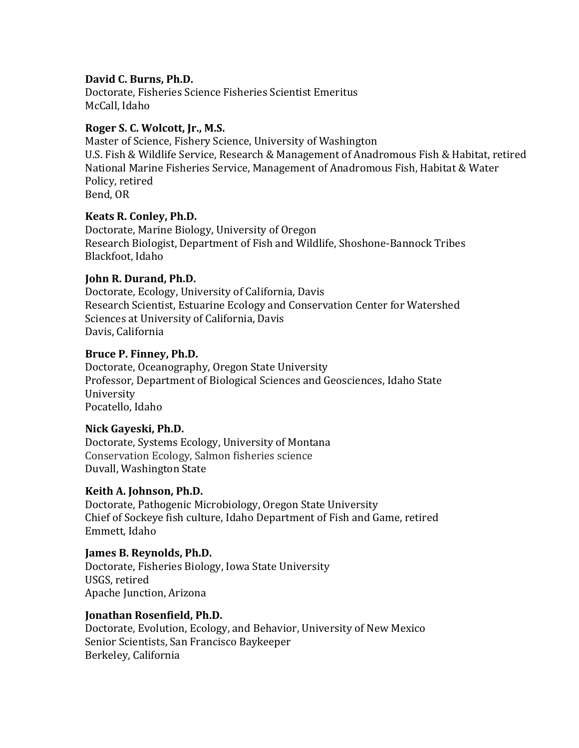**David C. Burns, Ph.D.**
Doctorate, Fisheries Science Fisheries Scientist Emeritus
McCall, Idaho

**Roger S. C. Wolcott, Jr., M.S.**
Master of Science, Fishery Science, University of Washington
U.S. Fish & Wildlife Service, Research & Management of Anadromous Fish & Habitat, retired
National Marine Fisheries Service, Management of Anadromous Fish, Habitat & Water Policy, retired
Bend, OR

**Keats R. Conley, Ph.D.**
Doctorate, Marine Biology, University of Oregon
Research Biologist, Department of Fish and Wildlife, Shoshone-Bannock Tribes
Blackfoot, Idaho

**John R. Durand, Ph.D.**
Doctorate, Ecology, University of California, Davis
Research Scientist, Estuarine Ecology and Conservation Center for Watershed Sciences at University of California, Davis
Davis, California

**Bruce P. Finney, Ph.D.**
Doctorate, Oceanography, Oregon State University
Professor, Department of Biological Sciences and Geosciences, Idaho State University
Pocatello, Idaho

**Nick Gayeski, Ph.D.**
Doctorate, Systems Ecology, University of Montana
Conservation Ecology, Salmon fisheries science
Duvall, Washington State

**Keith A. Johnson, Ph.D.**
Doctorate, Pathogenic Microbiology, Oregon State University
Chief of Sockeye fish culture, Idaho Department of Fish and Game, retired
Emmett, Idaho

**James B. Reynolds, Ph.D.**
Doctorate, Fisheries Biology, Iowa State University
USGS, retired
Apache Junction, Arizona

**Jonathan Rosenfield, Ph.D.**
Doctorate, Evolution, Ecology, and Behavior, University of New Mexico
Senior Scientists, San Francisco Baykeeper
Berkeley, California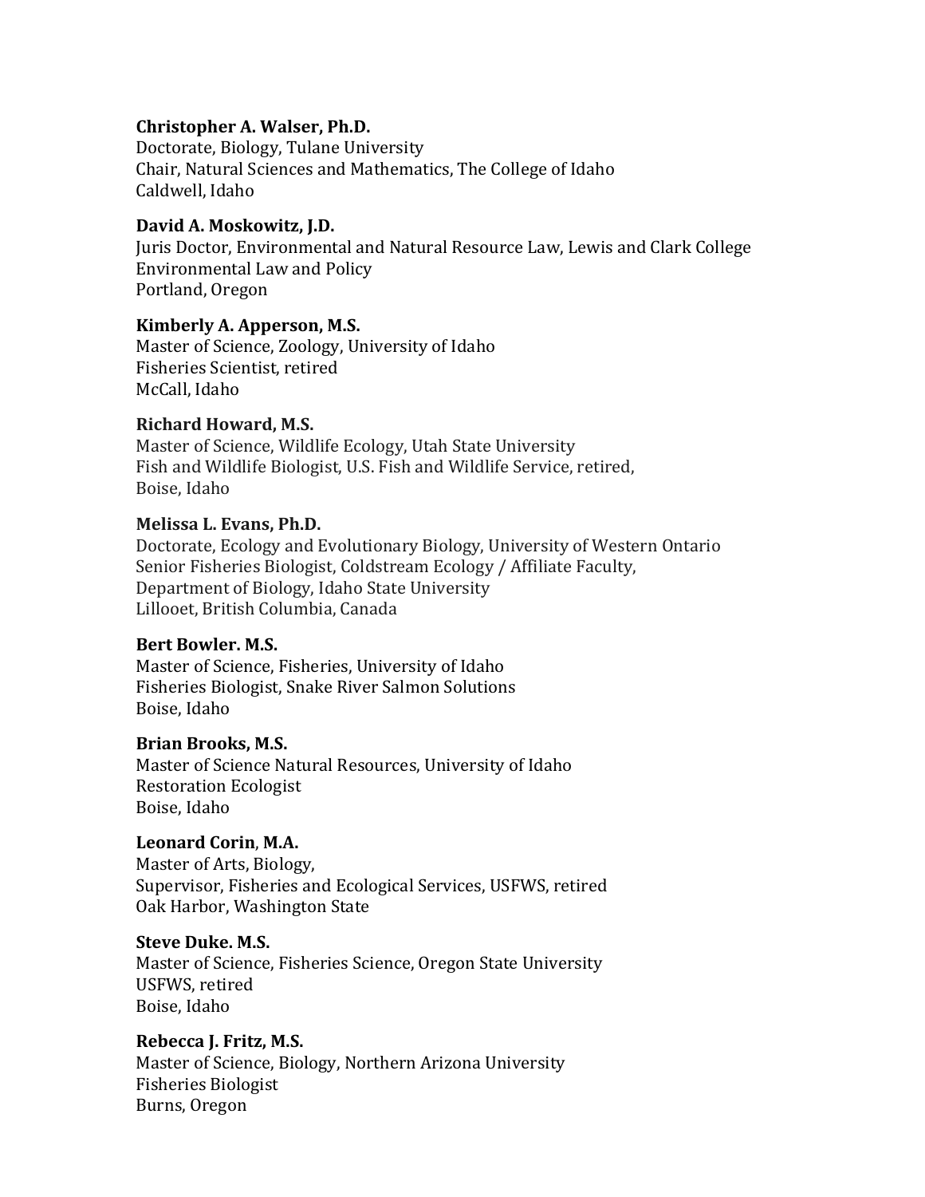**Christopher A. Walser, Ph.D.**
Doctorate, Biology, Tulane University
Chair, Natural Sciences and Mathematics, The College of Idaho
Caldwell, Idaho

**David A. Moskowitz, J.D.**
Juris Doctor, Environmental and Natural Resource Law, Lewis and Clark College
Environmental Law and Policy
Portland, Oregon

**Kimberly A. Apperson, M.S.**
Master of Science, Zoology, University of Idaho
Fisheries Scientist, retired
McCall, Idaho

**Richard Howard, M.S.**
Master of Science, Wildlife Ecology, Utah State University
Fish and Wildlife Biologist, U.S. Fish and Wildlife Service, retired,
Boise, Idaho

**Melissa L. Evans, Ph.D.**
Doctorate, Ecology and Evolutionary Biology, University of Western Ontario
Senior Fisheries Biologist, Coldstream Ecology / Affiliate Faculty,
Department of Biology, Idaho State University
Lillooet, British Columbia, Canada

**Bert Bowler. M.S.**
Master of Science, Fisheries, University of Idaho
Fisheries Biologist, Snake River Salmon Solutions
Boise, Idaho

**Brian Brooks, M.S.**
Master of Science Natural Resources, University of Idaho
Restoration Ecologist
Boise, Idaho

**Leonard Corin, M.A.**
Master of Arts, Biology,
Supervisor, Fisheries and Ecological Services, USFWS, retired
Oak Harbor, Washington State

**Steve Duke. M.S.**
Master of Science, Fisheries Science, Oregon State University
USFWS, retired
Boise, Idaho

**Rebecca J. Fritz, M.S.**
Master of Science, Biology, Northern Arizona University
Fisheries Biologist
Burns, Oregon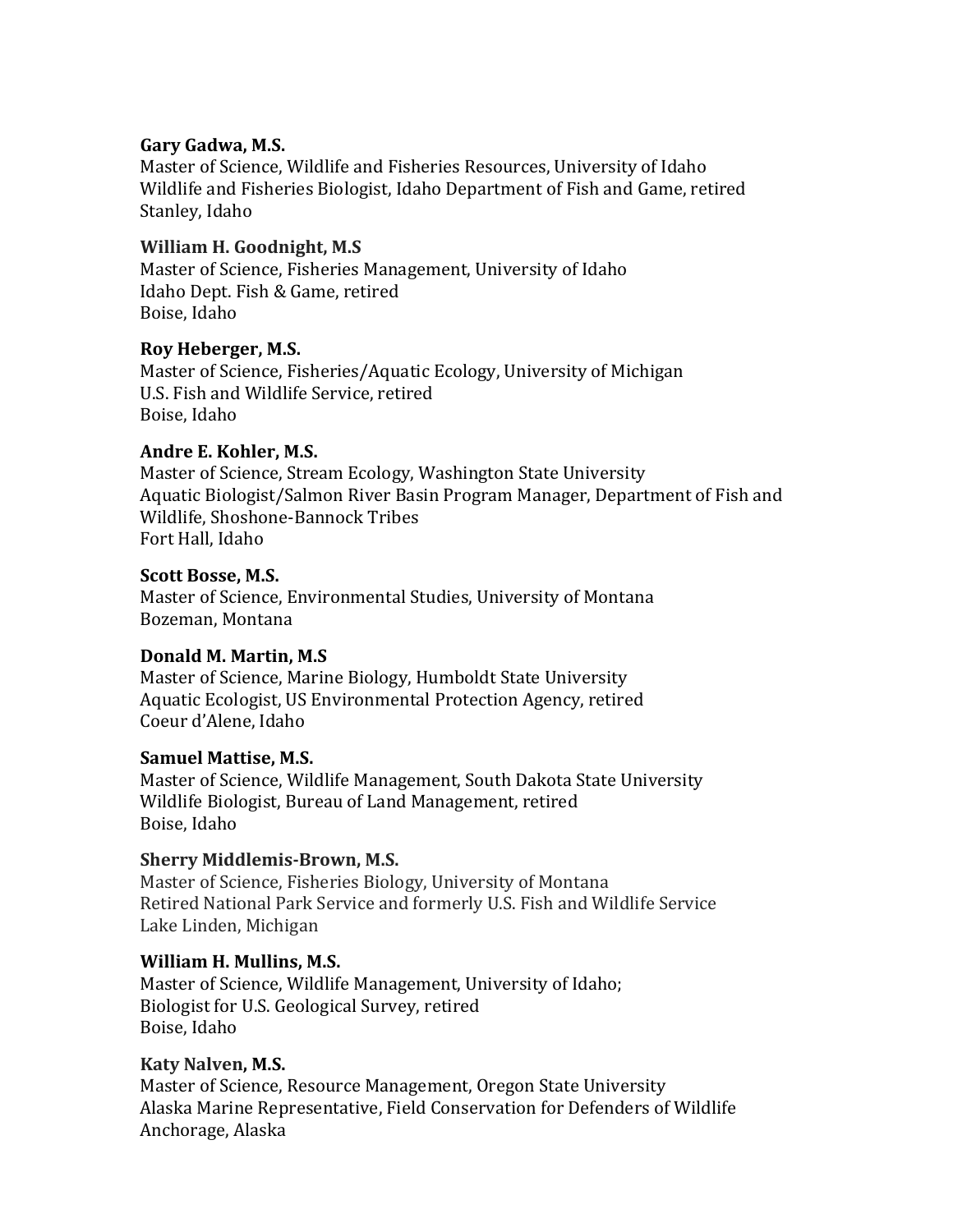**Gary Gadwa, M.S.**
Master of Science, Wildlife and Fisheries Resources, University of Idaho
Wildlife and Fisheries Biologist, Idaho Department of Fish and Game, retired
Stanley, Idaho

**William H. Goodnight, M.S**
Master of Science, Fisheries Management, University of Idaho
Idaho Dept. Fish & Game, retired
Boise, Idaho

**Roy Heberger, M.S.**
Master of Science, Fisheries/Aquatic Ecology, University of Michigan
U.S. Fish and Wildlife Service, retired
Boise, Idaho

**Andre E. Kohler, M.S.**
Master of Science, Stream Ecology, Washington State University
Aquatic Biologist/Salmon River Basin Program Manager, Department of Fish and Wildlife, Shoshone-Bannock Tribes
Fort Hall, Idaho

**Scott Bosse, M.S.**
Master of Science, Environmental Studies, University of Montana
Bozeman, Montana

**Donald M. Martin, M.S**
Master of Science, Marine Biology, Humboldt State University
Aquatic Ecologist, US Environmental Protection Agency, retired
Coeur d'Alene, Idaho

**Samuel Mattise, M.S.**
Master of Science, Wildlife Management, South Dakota State University
Wildlife Biologist, Bureau of Land Management, retired
Boise, Idaho

**Sherry Middlemis-Brown, M.S.**
Master of Science, Fisheries Biology, University of Montana
Retired National Park Service and formerly U.S. Fish and Wildlife Service
Lake Linden, Michigan

**William H. Mullins, M.S.**
Master of Science, Wildlife Management, University of Idaho;
Biologist for U.S. Geological Survey, retired
Boise, Idaho

**Katy Nalven, M.S.**
Master of Science, Resource Management, Oregon State University
Alaska Marine Representative, Field Conservation for Defenders of Wildlife
Anchorage, Alaska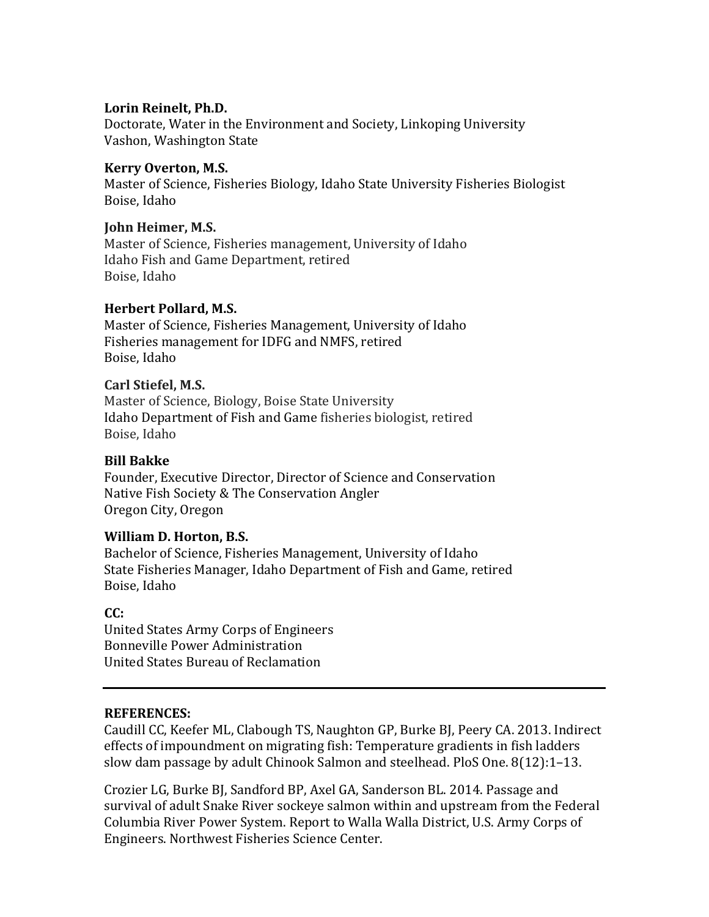**Lorin Reinelt, Ph.D.**
Doctorate, Water in the Environment and Society, Linkoping University
Vashon, Washington State

**Kerry Overton, M.S.**
Master of Science, Fisheries Biology, Idaho State University Fisheries Biologist
Boise, Idaho

**John Heimer, M.S.**
Master of Science, Fisheries management, University of Idaho
Idaho Fish and Game Department, retired
Boise, Idaho

**Herbert Pollard, M.S.**
Master of Science, Fisheries Management, University of Idaho
Fisheries management for IDFG and NMFS, retired
Boise, Idaho

**Carl Stiefel, M.S.**
Master of Science, Biology, Boise State University
Idaho Department of Fish and Game fisheries biologist, retired
Boise, Idaho

**Bill Bakke**
Founder, Executive Director, Director of Science and Conservation
Native Fish Society & The Conservation Angler
Oregon City, Oregon

**William D. Horton, B.S.**
Bachelor of Science, Fisheries Management, University of Idaho
State Fisheries Manager, Idaho Department of Fish and Game, retired
Boise, Idaho

**CC:**
United States Army Corps of Engineers
Bonneville Power Administration
United States Bureau of Reclamation

---

**REFERENCES:**

Caudill CC, Keefer ML, Clabough TS, Naughton GP, Burke BJ, Peery CA. 2013. Indirect effects of impoundment on migrating fish: Temperature gradients in fish ladders slow dam passage by adult Chinook Salmon and steelhead. PloS One. 8(12):1–13.

Crozier LG, Burke BJ, Sandford BP, Axel GA, Sanderson BL. 2014. Passage and survival of adult Snake River sockeye salmon within and upstream from the Federal Columbia River Power System. Report to Walla Walla District, U.S. Army Corps of Engineers. Northwest Fisheries Science Center.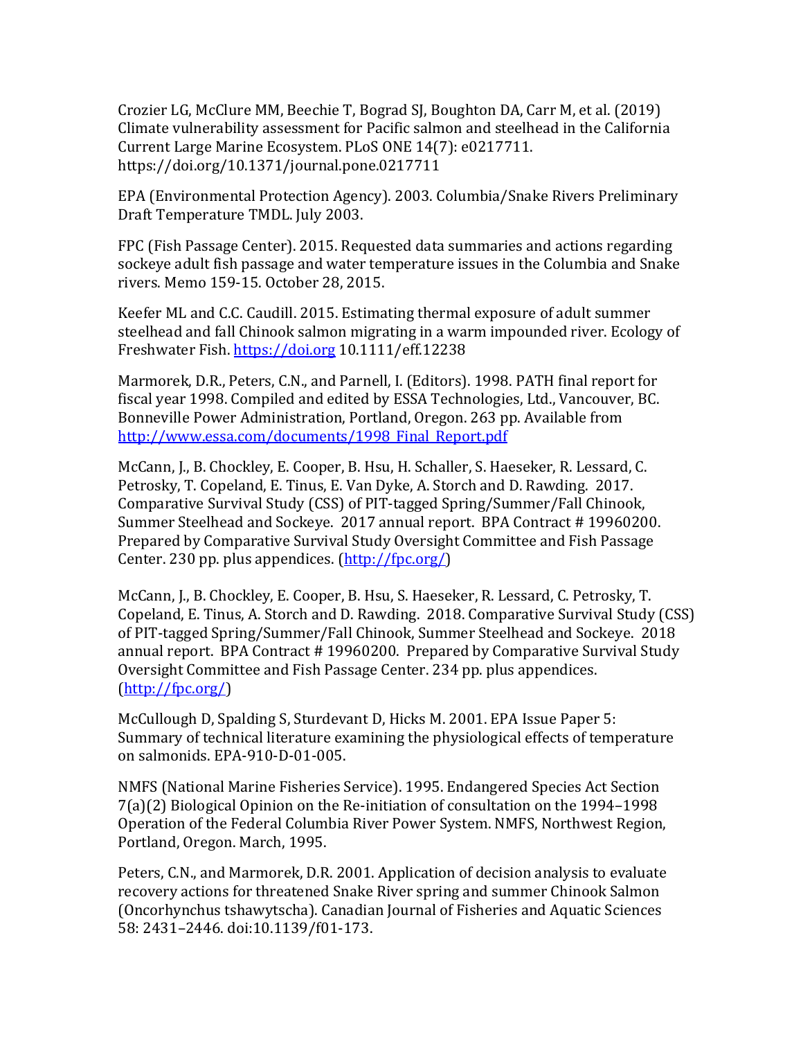Crozier LG, McClure MM, Beechie T, Bograd SJ, Boughton DA, Carr M, et al. (2019) Climate vulnerability assessment for Pacific salmon and steelhead in the California Current Large Marine Ecosystem. PLoS ONE 14(7): e0217711. https://doi.org/10.1371/journal.pone.0217711

EPA (Environmental Protection Agency). 2003. Columbia/Snake Rivers Preliminary Draft Temperature TMDL. July 2003.

FPC (Fish Passage Center). 2015. Requested data summaries and actions regarding sockeye adult fish passage and water temperature issues in the Columbia and Snake rivers. Memo 159-15. October 28, 2015.

Keefer ML and C.C. Caudill. 2015. Estimating thermal exposure of adult summer steelhead and fall Chinook salmon migrating in a warm impounded river. Ecology of Freshwater Fish. https://doi.org 10.1111/eff.12238

Marmorek, D.R., Peters, C.N., and Parnell, I. (Editors). 1998. PATH final report for fiscal year 1998. Compiled and edited by ESSA Technologies, Ltd., Vancouver, BC. Bonneville Power Administration, Portland, Oregon. 263 pp. Available from http://www.essa.com/documents/1998_Final_Report.pdf

McCann, J., B. Chockley, E. Cooper, B. Hsu, H. Schaller, S. Haeseker, R. Lessard, C. Petrosky, T. Copeland, E. Tinus, E. Van Dyke, A. Storch and D. Rawding. 2017. Comparative Survival Study (CSS) of PIT-tagged Spring/Summer/Fall Chinook, Summer Steelhead and Sockeye. 2017 annual report. BPA Contract # 19960200. Prepared by Comparative Survival Study Oversight Committee and Fish Passage Center. 230 pp. plus appendices. (http://fpc.org/)

McCann, J., B. Chockley, E. Cooper, B. Hsu, S. Haeseker, R. Lessard, C. Petrosky, T. Copeland, E. Tinus, A. Storch and D. Rawding. 2018. Comparative Survival Study (CSS) of PIT-tagged Spring/Summer/Fall Chinook, Summer Steelhead and Sockeye. 2018 annual report. BPA Contract # 19960200. Prepared by Comparative Survival Study Oversight Committee and Fish Passage Center. 234 pp. plus appendices. (http://fpc.org/)

McCullough D, Spalding S, Sturdevant D, Hicks M. 2001. EPA Issue Paper 5: Summary of technical literature examining the physiological effects of temperature on salmonids. EPA-910-D-01-005.

NMFS (National Marine Fisheries Service). 1995. Endangered Species Act Section 7(a)(2) Biological Opinion on the Re-initiation of consultation on the 1994–1998 Operation of the Federal Columbia River Power System. NMFS, Northwest Region, Portland, Oregon. March, 1995.

Peters, C.N., and Marmorek, D.R. 2001. Application of decision analysis to evaluate recovery actions for threatened Snake River spring and summer Chinook Salmon (Oncorhynchus tshawytscha). Canadian Journal of Fisheries and Aquatic Sciences 58: 2431–2446. doi:10.1139/f01-173.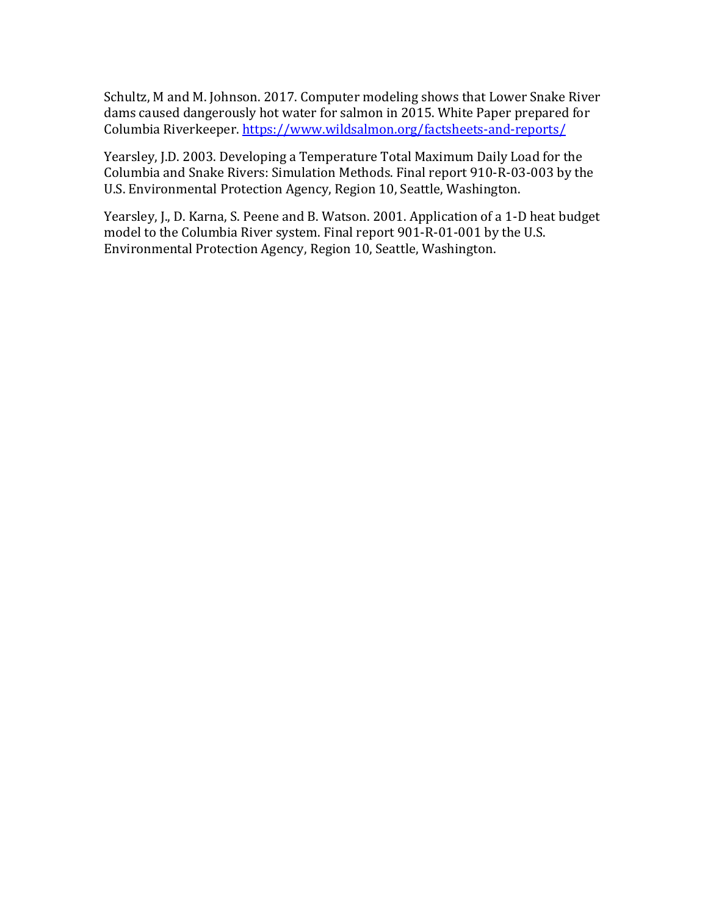Schultz, M and M. Johnson. 2017. Computer modeling shows that Lower Snake River dams caused dangerously hot water for salmon in 2015. White Paper prepared for Columbia Riverkeeper. [https://www.wildsalmon.org/factsheets-and-reports/](https://www.wildsalmon.org/factsheets-and-reports/)

Yearsley, J.D. 2003. Developing a Temperature Total Maximum Daily Load for the Columbia and Snake Rivers: Simulation Methods. Final report 910-R-03-003 by the U.S. Environmental Protection Agency, Region 10, Seattle, Washington.

Yearsley, J., D. Karna, S. Peene and B. Watson. 2001. Application of a 1-D heat budget model to the Columbia River system. Final report 901-R-01-001 by the U.S. Environmental Protection Agency, Region 10, Seattle, Washington.